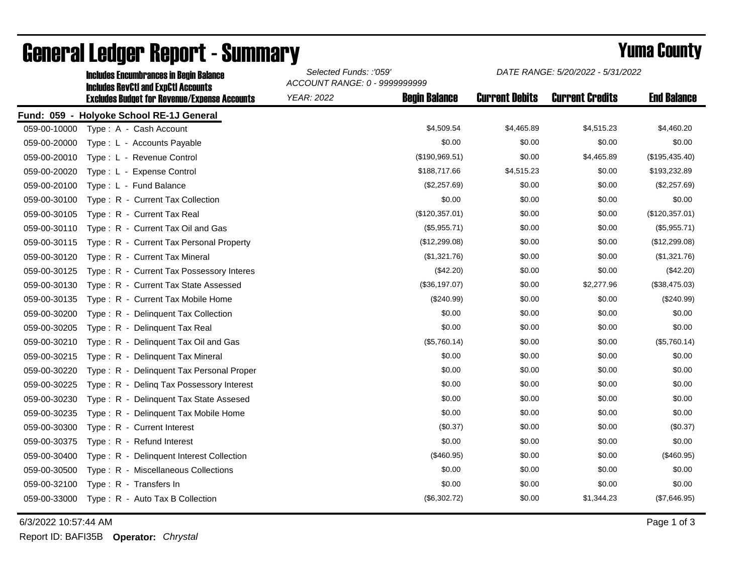# General Ledger Report - Summary

## Yuma County

**Includes Encumbrances in Begin Balance**
**Includes RevCtl and ExpCtl Accounts**
**Excludes Budget for Revenue/Expense Accounts**

*Selected Funds: :'059'*
*ACCOUNT RANGE: 0 - 9999999999*
*YEAR: 2022*

*DATE RANGE: 5/20/2022 - 5/31/2022*

**Fund: 059 - Holyoke School RE-1J General**

| Account | Description | Begin Balance | Current Debits | Current Credits | End Balance |
|---|---|---|---|---|---|
| 059-00-10000 | Type : A - Cash Account | $4,509.54 | $4,465.89 | $4,515.23 | $4,460.20 |
| 059-00-20000 | Type : L - Accounts Payable | $0.00 | $0.00 | $0.00 | $0.00 |
| 059-00-20010 | Type : L - Revenue Control | ($190,969.51) | $0.00 | $4,465.89 | ($195,435.40) |
| 059-00-20020 | Type : L - Expense Control | $188,717.66 | $4,515.23 | $0.00 | $193,232.89 |
| 059-00-20100 | Type : L - Fund Balance | ($2,257.69) | $0.00 | $0.00 | ($2,257.69) |
| 059-00-30100 | Type : R - Current Tax Collection | $0.00 | $0.00 | $0.00 | $0.00 |
| 059-00-30105 | Type : R - Current Tax Real | ($120,357.01) | $0.00 | $0.00 | ($120,357.01) |
| 059-00-30110 | Type : R - Current Tax Oil and Gas | ($5,955.71) | $0.00 | $0.00 | ($5,955.71) |
| 059-00-30115 | Type : R - Current Tax Personal Property | ($12,299.08) | $0.00 | $0.00 | ($12,299.08) |
| 059-00-30120 | Type : R - Current Tax Mineral | ($1,321.76) | $0.00 | $0.00 | ($1,321.76) |
| 059-00-30125 | Type : R - Current Tax Possessory Interes | ($42.20) | $0.00 | $0.00 | ($42.20) |
| 059-00-30130 | Type : R - Current Tax State Assessed | ($36,197.07) | $0.00 | $2,277.96 | ($38,475.03) |
| 059-00-30135 | Type : R - Current Tax Mobile Home | ($240.99) | $0.00 | $0.00 | ($240.99) |
| 059-00-30200 | Type : R - Delinquent Tax Collection | $0.00 | $0.00 | $0.00 | $0.00 |
| 059-00-30205 | Type : R - Delinquent Tax Real | $0.00 | $0.00 | $0.00 | $0.00 |
| 059-00-30210 | Type : R - Delinquent Tax Oil and Gas | ($5,760.14) | $0.00 | $0.00 | ($5,760.14) |
| 059-00-30215 | Type : R - Delinquent Tax Mineral | $0.00 | $0.00 | $0.00 | $0.00 |
| 059-00-30220 | Type : R - Delinquent Tax Personal Proper | $0.00 | $0.00 | $0.00 | $0.00 |
| 059-00-30225 | Type : R - Delinq Tax Possessory Interest | $0.00 | $0.00 | $0.00 | $0.00 |
| 059-00-30230 | Type : R - Delinquent Tax State Assesed | $0.00 | $0.00 | $0.00 | $0.00 |
| 059-00-30235 | Type : R - Delinquent Tax Mobile Home | $0.00 | $0.00 | $0.00 | $0.00 |
| 059-00-30300 | Type : R - Current Interest | ($0.37) | $0.00 | $0.00 | ($0.37) |
| 059-00-30375 | Type : R - Refund Interest | $0.00 | $0.00 | $0.00 | $0.00 |
| 059-00-30400 | Type : R - Delinquent Interest Collection | ($460.95) | $0.00 | $0.00 | ($460.95) |
| 059-00-30500 | Type : R - Miscellaneous Collections | $0.00 | $0.00 | $0.00 | $0.00 |
| 059-00-32100 | Type : R - Transfers In | $0.00 | $0.00 | $0.00 | $0.00 |
| 059-00-33000 | Type : R - Auto Tax B Collection | ($6,302.72) | $0.00 | $1,344.23 | ($7,646.95) |

6/3/2022 10:57:44 AM

Report ID: BAFI35B **Operator:** *Chrystal*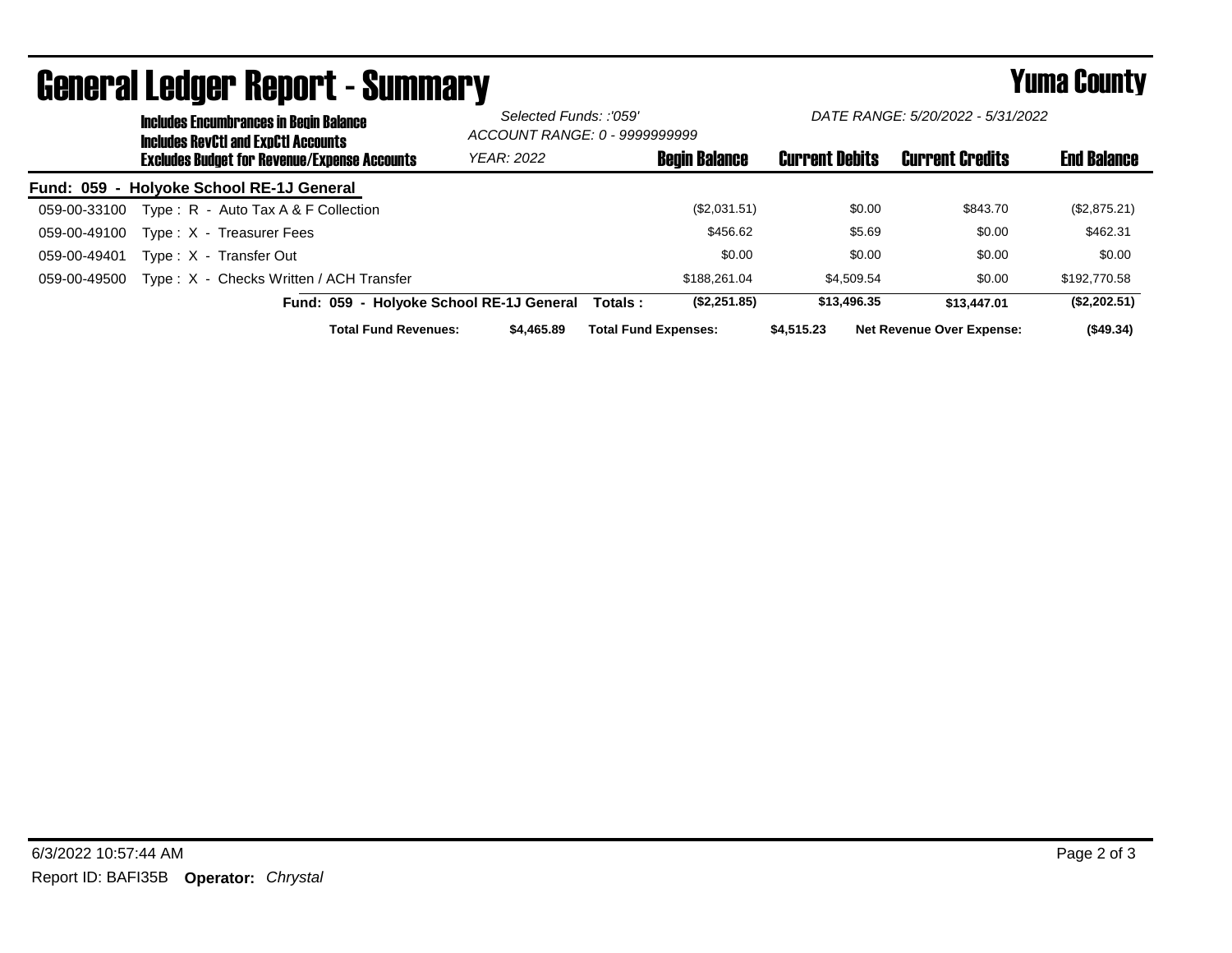# General Ledger Report - Summary

## Yuma County

**Includes Encumbrances in Begin Balance**
**Includes RevCtl and ExpCtl Accounts**
**Excludes Budget for Revenue/Expense Accounts**

*Selected Funds: :'059'*
*ACCOUNT RANGE: 0 - 9999999999*
*YEAR: 2022*

*DATE RANGE: 5/20/2022 - 5/31/2022*

| | | Begin Balance | Current Debits | Current Credits | End Balance |
|---|---|---|---|---|---|
| **Fund: 059 - Holyoke School RE-1J General** | | | | | |
| 059-00-33100 | Type : R - Auto Tax A & F Collection | ($2,031.51) | $0.00 | $843.70 | ($2,875.21) |
| 059-00-49100 | Type : X - Treasurer Fees | $456.62 | $5.69 | $0.00 | $462.31 |
| 059-00-49401 | Type : X - Transfer Out | $0.00 | $0.00 | $0.00 | $0.00 |
| 059-00-49500 | Type : X - Checks Written / ACH Transfer | $188,261.04 | $4,509.54 | $0.00 | $192,770.58 |
| | **Fund: 059 - Holyoke School RE-1J General Totals :** | **($2,251.85)** | **$13,496.35** | **$13,447.01** | **($2,202.51)** |

**Total Fund Revenues:** $4,465.89 **Total Fund Expenses:** $4,515.23 **Net Revenue Over Expense:** ($49.34)

Report ID: BAFI35B **Operator:** *Chrystal*

6/3/2022 10:57:44 AM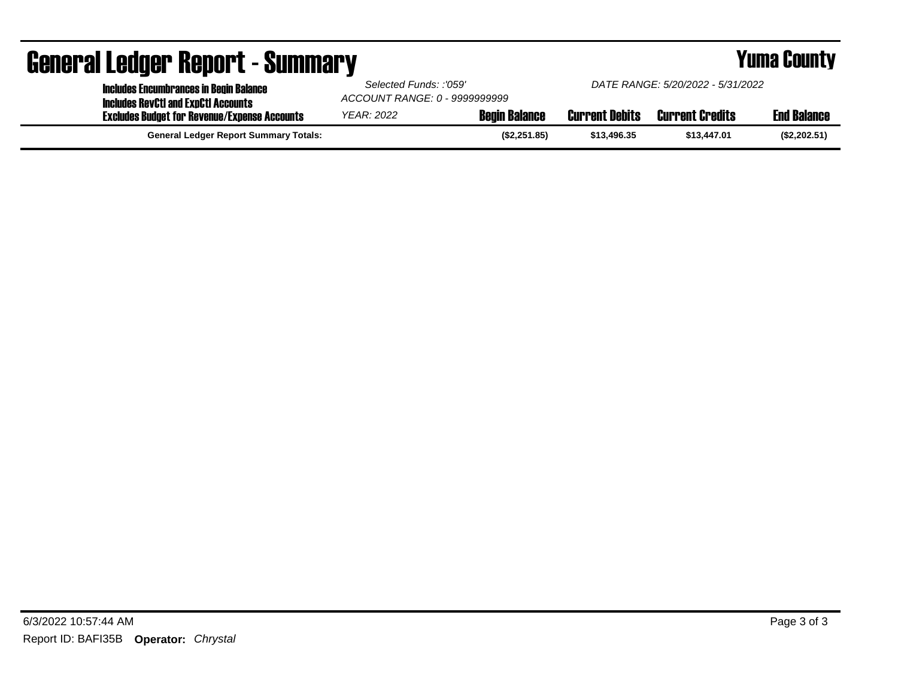# General Ledger Report - Summary

## Yuma County

**Includes Encumbrances in Begin Balance**
**Includes RevCtl and ExpCtl Accounts**
**Excludes Budget for Revenue/Expense Accounts**

*Selected Funds: :'059'*
*ACCOUNT RANGE: 0 - 9999999999*
*YEAR: 2022*

*DATE RANGE: 5/20/2022 - 5/31/2022*

| | Begin Balance | Current Debits | Current Credits | End Balance |
|---|---|---|---|---|
| **General Ledger Report Summary Totals:** | **($2,251.85)** | **$13,496.35** | **$13,447.01** | **($2,202.51)** |

6/3/2022 10:57:44 AM

Report ID: BAFI35B **Operator:** *Chrystal*